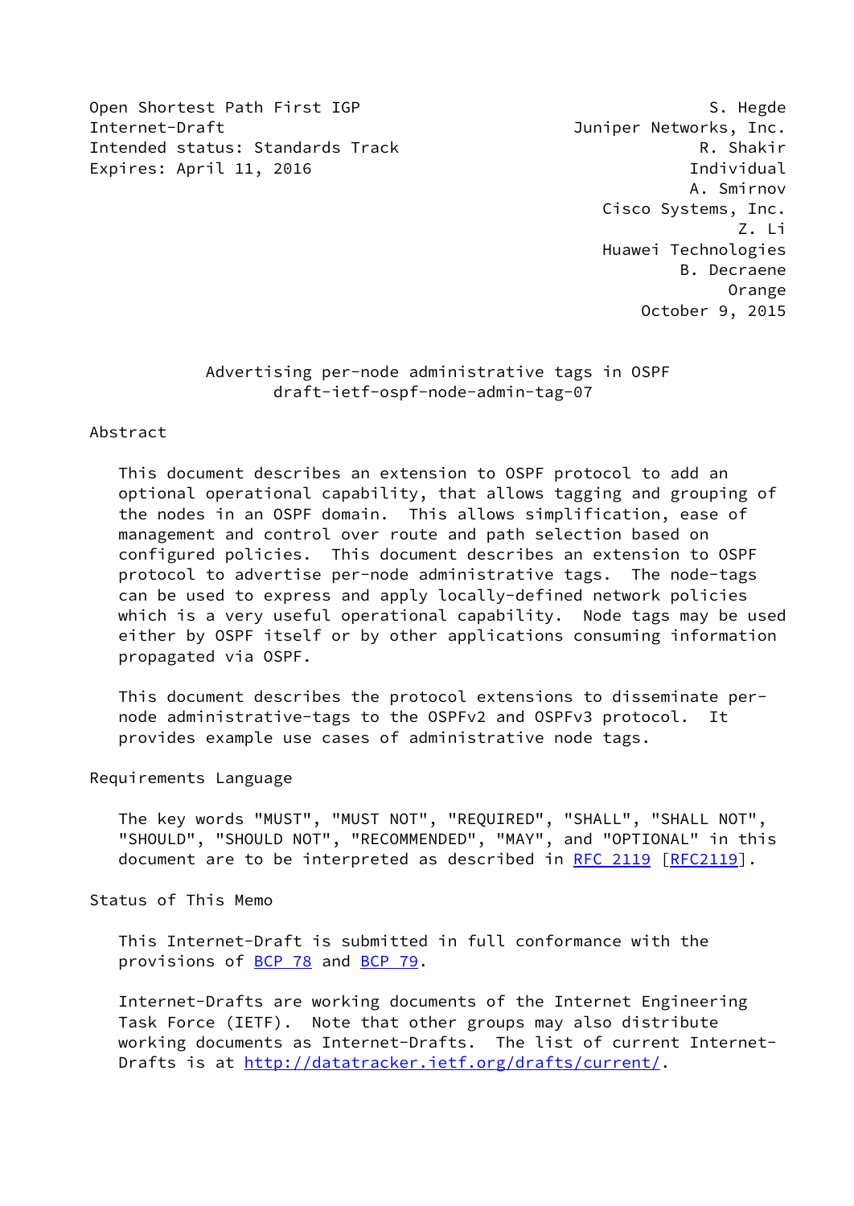Open Shortest Path First IGP — S. Hegde
Internet-Draft — Juniper Networks, Inc.
Intended status: Standards Track — R. Shakir
Expires: April 11, 2016 — Individual

A. Smirnov
Cisco Systems, Inc.
Z. Li
Huawei Technologies
B. Decraene
Orange
October 9, 2015

# Advertising per-node administrative tags in OSPF
## draft-ietf-ospf-node-admin-tag-07

## Abstract

This document describes an extension to OSPF protocol to add an optional operational capability, that allows tagging and grouping of the nodes in an OSPF domain. This allows simplification, ease of management and control over route and path selection based on configured policies. This document describes an extension to OSPF protocol to advertise per-node administrative tags. The node-tags can be used to express and apply locally-defined network policies which is a very useful operational capability. Node tags may be used either by OSPF itself or by other applications consuming information propagated via OSPF.

This document describes the protocol extensions to disseminate per-node administrative-tags to the OSPFv2 and OSPFv3 protocol. It provides example use cases of administrative node tags.

## Requirements Language

The key words "MUST", "MUST NOT", "REQUIRED", "SHALL", "SHALL NOT", "SHOULD", "SHOULD NOT", "RECOMMENDED", "MAY", and "OPTIONAL" in this document are to be interpreted as described in RFC 2119 [RFC2119].

## Status of This Memo

This Internet-Draft is submitted in full conformance with the provisions of BCP 78 and BCP 79.

Internet-Drafts are working documents of the Internet Engineering Task Force (IETF). Note that other groups may also distribute working documents as Internet-Drafts. The list of current Internet-Drafts is at http://datatracker.ietf.org/drafts/current/.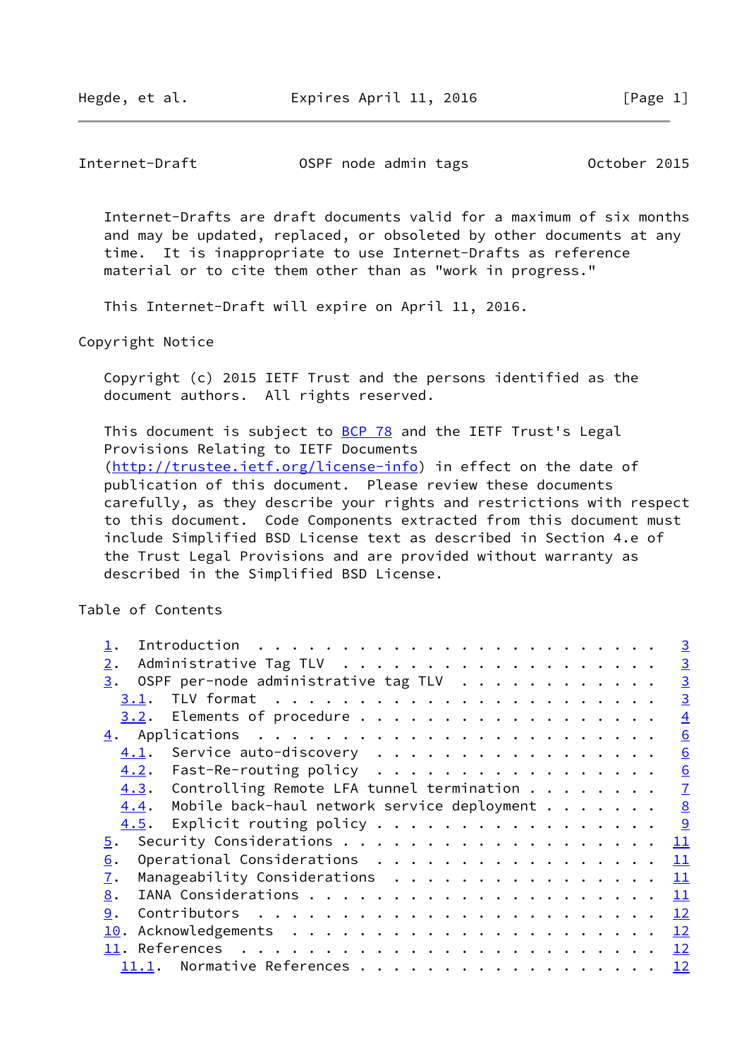Internet-Drafts are draft documents valid for a maximum of six months and may be updated, replaced, or obsoleted by other documents at any time. It is inappropriate to use Internet-Drafts as reference material or to cite them other than as "work in progress."

This Internet-Draft will expire on April 11, 2016.

Copyright Notice

Copyright (c) 2015 IETF Trust and the persons identified as the document authors. All rights reserved.

This document is subject to BCP 78 and the IETF Trust's Legal Provisions Relating to IETF Documents (http://trustee.ietf.org/license-info) in effect on the date of publication of this document. Please review these documents carefully, as they describe your rights and restrictions with respect to this document. Code Components extracted from this document must include Simplified BSD License text as described in Section 4.e of the Trust Legal Provisions and are provided without warranty as described in the Simplified BSD License.

Table of Contents

```
   1.  Introduction . . . . . . . . . . . . . . . . . . . . . . . .   3
   2.  Administrative Tag TLV . . . . . . . . . . . . . . . . . . .   3
   3.  OSPF per-node administrative tag TLV . . . . . . . . . . . .   3
     3.1.  TLV format . . . . . . . . . . . . . . . . . . . . . . .   3
     3.2.  Elements of procedure . . . . . . . . . . . . . . . . . .   4
   4.  Applications . . . . . . . . . . . . . . . . . . . . . . . .   6
     4.1.  Service auto-discovery . . . . . . . . . . . . . . . . .   6
     4.2.  Fast-Re-routing policy . . . . . . . . . . . . . . . . .   6
     4.3.  Controlling Remote LFA tunnel termination . . . . . . . .   7
     4.4.  Mobile back-haul network service deployment . . . . . . .   8
     4.5.  Explicit routing policy . . . . . . . . . . . . . . . . .   9
   5.  Security Considerations . . . . . . . . . . . . . . . . . . .  11
   6.  Operational Considerations . . . . . . . . . . . . . . . . .  11
   7.  Manageability Considerations . . . . . . . . . . . . . . . .  11
   8.  IANA Considerations . . . . . . . . . . . . . . . . . . . . .  11
   9.  Contributors . . . . . . . . . . . . . . . . . . . . . . . .  12
   10. Acknowledgements . . . . . . . . . . . . . . . . . . . . . .  12
   11. References . . . . . . . . . . . . . . . . . . . . . . . . .  12
     11.1.  Normative References . . . . . . . . . . . . . . . . . .  12
```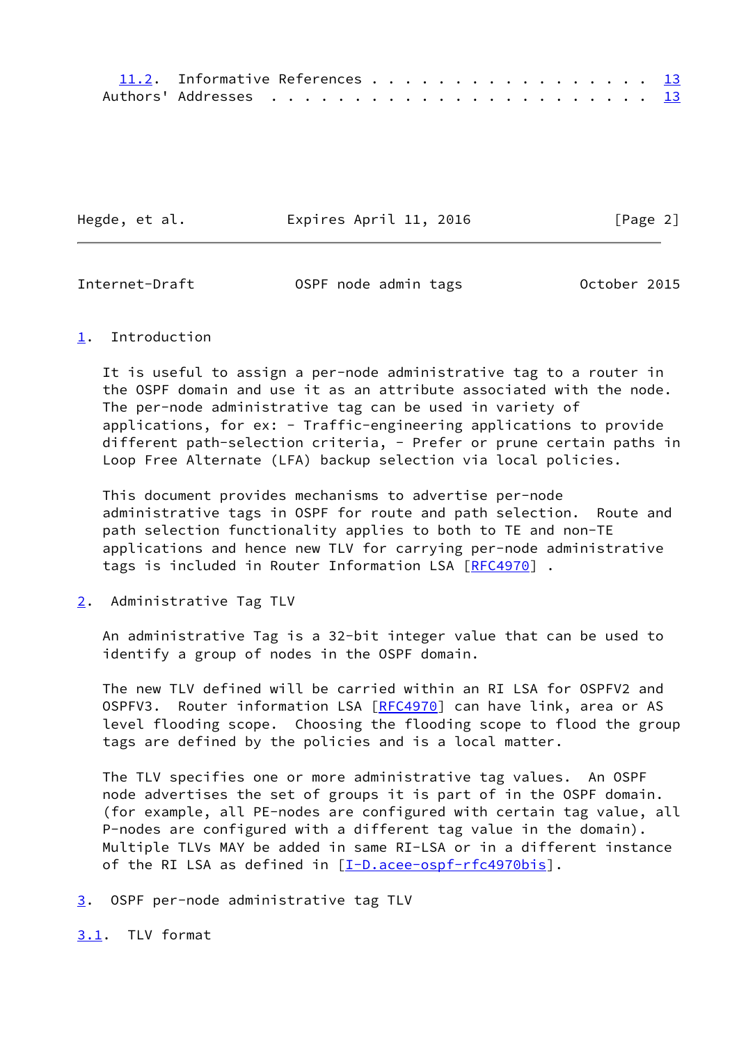11.2. Informative References . . . . . . . . . . . . . . . . . . 13
Authors' Addresses . . . . . . . . . . . . . . . . . . . . . . . 13

## 1. Introduction

It is useful to assign a per-node administrative tag to a router in the OSPF domain and use it as an attribute associated with the node. The per-node administrative tag can be used in variety of applications, for ex: - Traffic-engineering applications to provide different path-selection criteria, - Prefer or prune certain paths in Loop Free Alternate (LFA) backup selection via local policies.

This document provides mechanisms to advertise per-node administrative tags in OSPF for route and path selection. Route and path selection functionality applies to both to TE and non-TE applications and hence new TLV for carrying per-node administrative tags is included in Router Information LSA [RFC4970] .

## 2. Administrative Tag TLV

An administrative Tag is a 32-bit integer value that can be used to identify a group of nodes in the OSPF domain.

The new TLV defined will be carried within an RI LSA for OSPFV2 and OSPFV3. Router information LSA [RFC4970] can have link, area or AS level flooding scope. Choosing the flooding scope to flood the group tags are defined by the policies and is a local matter.

The TLV specifies one or more administrative tag values. An OSPF node advertises the set of groups it is part of in the OSPF domain. (for example, all PE-nodes are configured with certain tag value, all P-nodes are configured with a different tag value in the domain). Multiple TLVs MAY be added in same RI-LSA or in a different instance of the RI LSA as defined in [I-D.acee-ospf-rfc4970bis].

## 3. OSPF per-node administrative tag TLV

### 3.1. TLV format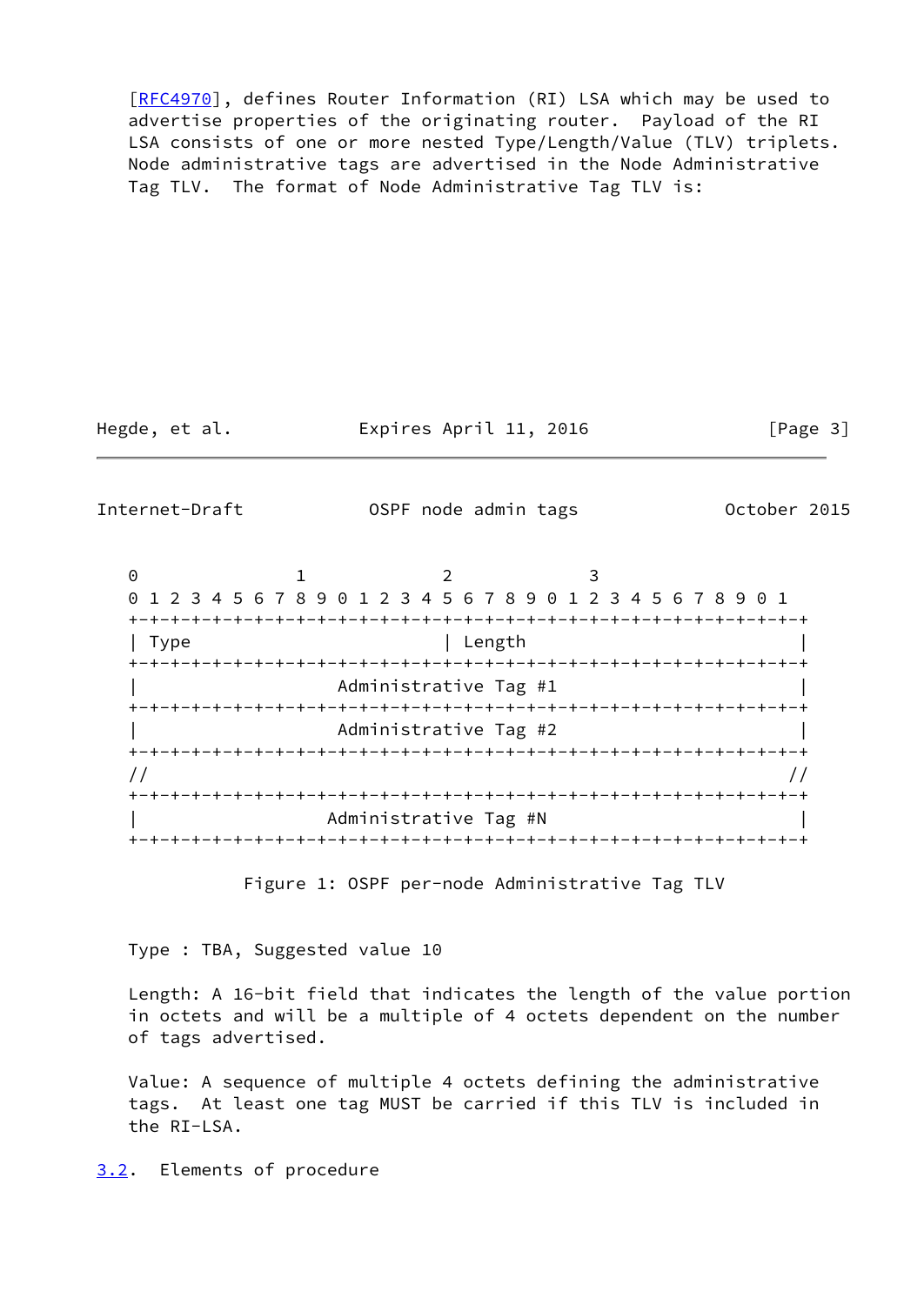[RFC4970], defines Router Information (RI) LSA which may be used to advertise properties of the originating router. Payload of the RI LSA consists of one or more nested Type/Length/Value (TLV) triplets. Node administrative tags are advertised in the Node Administrative Tag TLV. The format of Node Administrative Tag TLV is:

```
 0                   1                   2                   3
 0 1 2 3 4 5 6 7 8 9 0 1 2 3 4 5 6 7 8 9 0 1 2 3 4 5 6 7 8 9 0 1
+-+-+-+-+-+-+-+-+-+-+-+-+-+-+-+-+-+-+-+-+-+-+-+-+-+-+-+-+-+-+-+-+
| Type                          | Length                        |
+-+-+-+-+-+-+-+-+-+-+-+-+-+-+-+-+-+-+-+-+-+-+-+-+-+-+-+-+-+-+-+-+
|                   Administrative Tag #1                       |
+-+-+-+-+-+-+-+-+-+-+-+-+-+-+-+-+-+-+-+-+-+-+-+-+-+-+-+-+-+-+-+-+
|                   Administrative Tag #2                       |
+-+-+-+-+-+-+-+-+-+-+-+-+-+-+-+-+-+-+-+-+-+-+-+-+-+-+-+-+-+-+-+-+
//                                                             //
+-+-+-+-+-+-+-+-+-+-+-+-+-+-+-+-+-+-+-+-+-+-+-+-+-+-+-+-+-+-+-+-+
|                  Administrative Tag #N                        |
+-+-+-+-+-+-+-+-+-+-+-+-+-+-+-+-+-+-+-+-+-+-+-+-+-+-+-+-+-+-+-+-+
```

Figure 1: OSPF per-node Administrative Tag TLV

Type : TBA, Suggested value 10

Length: A 16-bit field that indicates the length of the value portion in octets and will be a multiple of 4 octets dependent on the number of tags advertised.

Value: A sequence of multiple 4 octets defining the administrative tags. At least one tag MUST be carried if this TLV is included in the RI-LSA.

### 3.2. Elements of procedure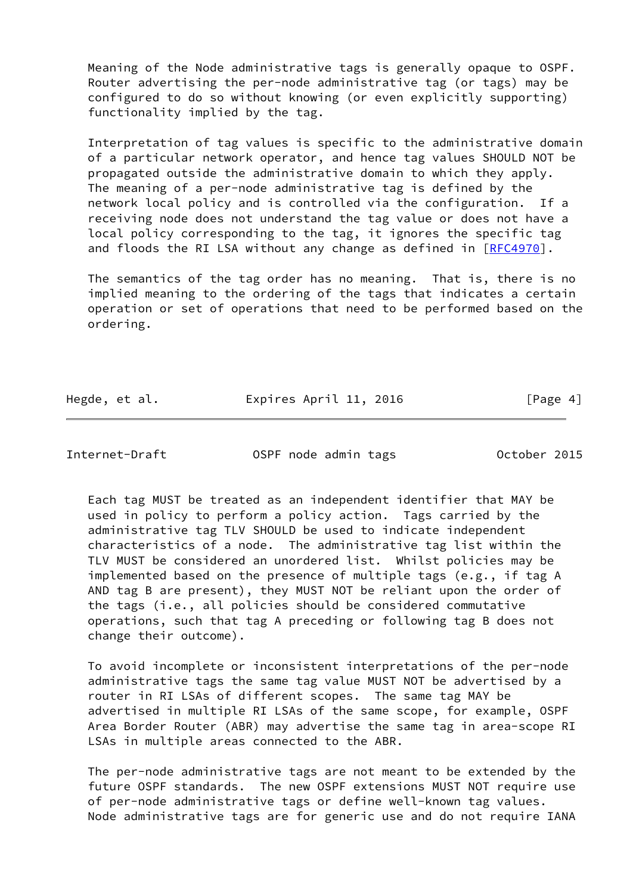Meaning of the Node administrative tags is generally opaque to OSPF. Router advertising the per-node administrative tag (or tags) may be configured to do so without knowing (or even explicitly supporting) functionality implied by the tag.

Interpretation of tag values is specific to the administrative domain of a particular network operator, and hence tag values SHOULD NOT be propagated outside the administrative domain to which they apply. The meaning of a per-node administrative tag is defined by the network local policy and is controlled via the configuration. If a receiving node does not understand the tag value or does not have a local policy corresponding to the tag, it ignores the specific tag and floods the RI LSA without any change as defined in [RFC4970].

The semantics of the tag order has no meaning. That is, there is no implied meaning to the ordering of the tags that indicates a certain operation or set of operations that need to be performed based on the ordering.

Each tag MUST be treated as an independent identifier that MAY be used in policy to perform a policy action. Tags carried by the administrative tag TLV SHOULD be used to indicate independent characteristics of a node. The administrative tag list within the TLV MUST be considered an unordered list. Whilst policies may be implemented based on the presence of multiple tags (e.g., if tag A AND tag B are present), they MUST NOT be reliant upon the order of the tags (i.e., all policies should be considered commutative operations, such that tag A preceding or following tag B does not change their outcome).

To avoid incomplete or inconsistent interpretations of the per-node administrative tags the same tag value MUST NOT be advertised by a router in RI LSAs of different scopes. The same tag MAY be advertised in multiple RI LSAs of the same scope, for example, OSPF Area Border Router (ABR) may advertise the same tag in area-scope RI LSAs in multiple areas connected to the ABR.

The per-node administrative tags are not meant to be extended by the future OSPF standards. The new OSPF extensions MUST NOT require use of per-node administrative tags or define well-known tag values. Node administrative tags are for generic use and do not require IANA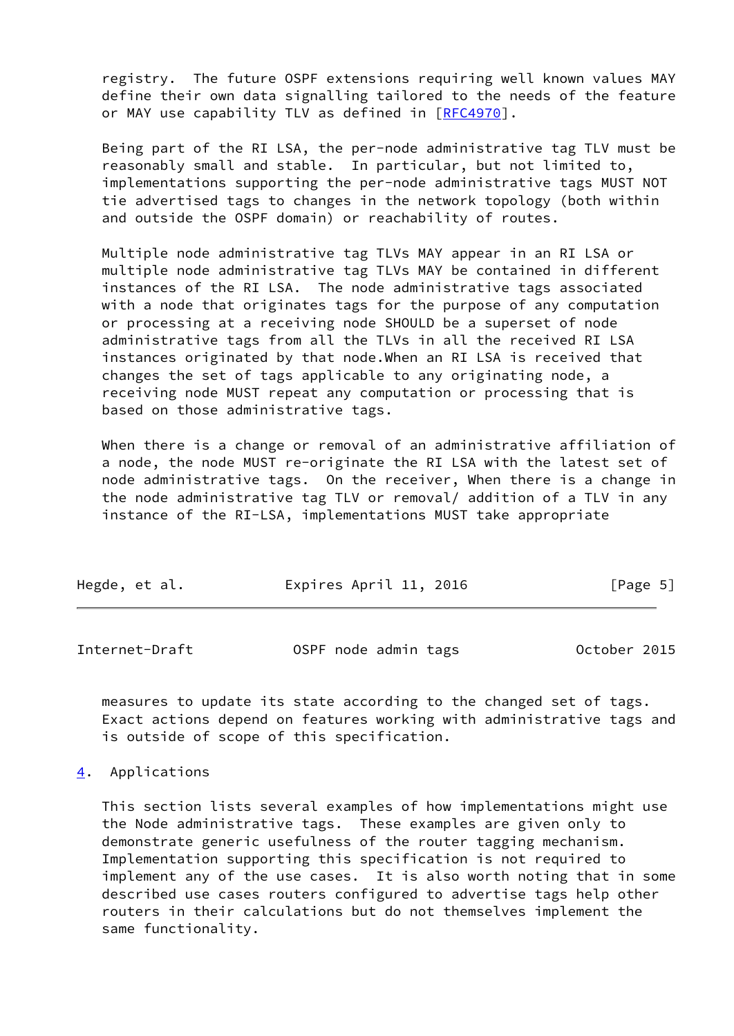registry. The future OSPF extensions requiring well known values MAY define their own data signalling tailored to the needs of the feature or MAY use capability TLV as defined in [RFC4970].

Being part of the RI LSA, the per-node administrative tag TLV must be reasonably small and stable. In particular, but not limited to, implementations supporting the per-node administrative tags MUST NOT tie advertised tags to changes in the network topology (both within and outside the OSPF domain) or reachability of routes.

Multiple node administrative tag TLVs MAY appear in an RI LSA or multiple node administrative tag TLVs MAY be contained in different instances of the RI LSA. The node administrative tags associated with a node that originates tags for the purpose of any computation or processing at a receiving node SHOULD be a superset of node administrative tags from all the TLVs in all the received RI LSA instances originated by that node.When an RI LSA is received that changes the set of tags applicable to any originating node, a receiving node MUST repeat any computation or processing that is based on those administrative tags.

When there is a change or removal of an administrative affiliation of a node, the node MUST re-originate the RI LSA with the latest set of node administrative tags. On the receiver, When there is a change in the node administrative tag TLV or removal/ addition of a TLV in any instance of the RI-LSA, implementations MUST take appropriate measures to update its state according to the changed set of tags. Exact actions depend on features working with administrative tags and is outside of scope of this specification.

## 4. Applications

This section lists several examples of how implementations might use the Node administrative tags. These examples are given only to demonstrate generic usefulness of the router tagging mechanism. Implementation supporting this specification is not required to implement any of the use cases. It is also worth noting that in some described use cases routers configured to advertise tags help other routers in their calculations but do not themselves implement the same functionality.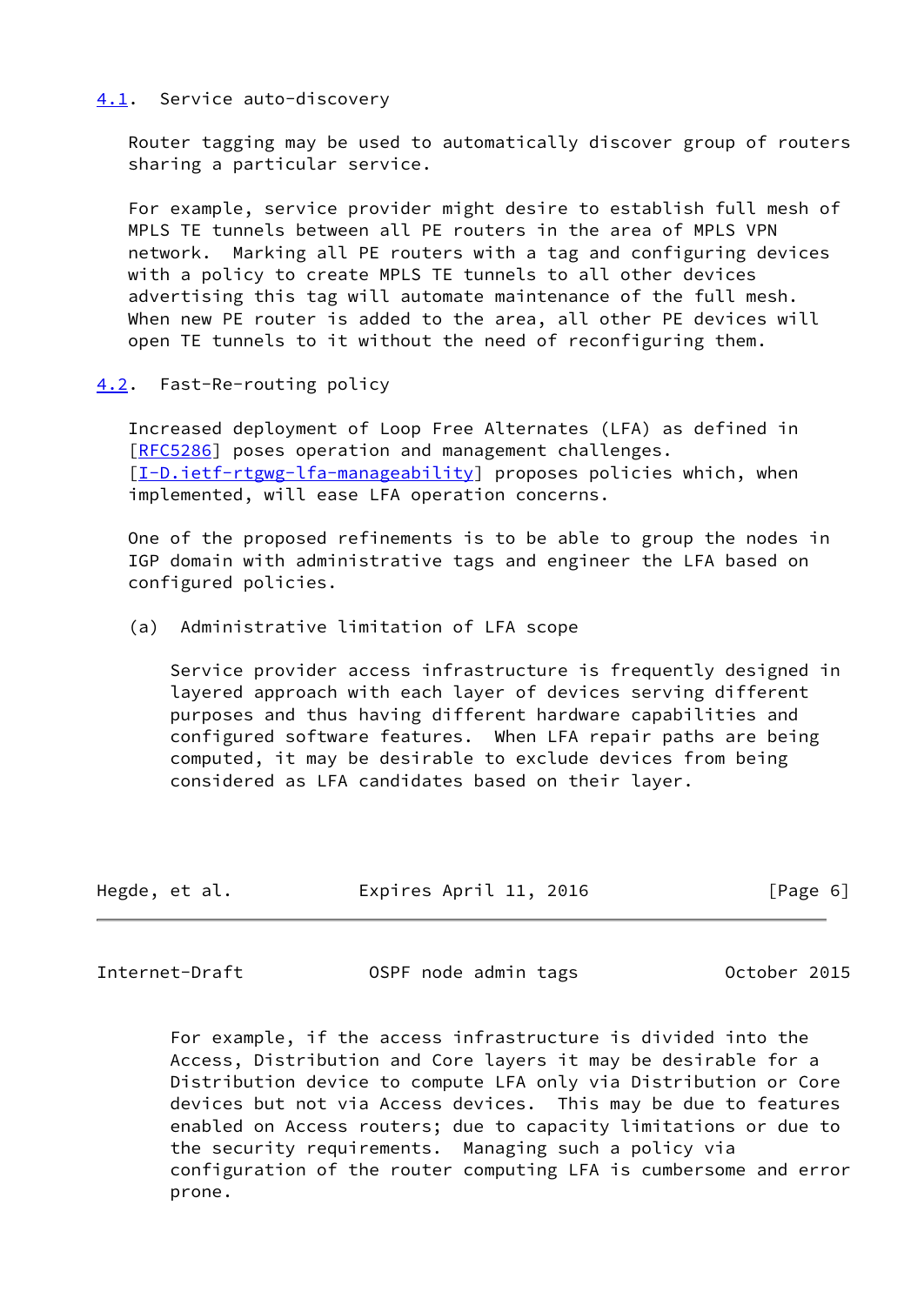### 4.1. Service auto-discovery

Router tagging may be used to automatically discover group of routers sharing a particular service.

For example, service provider might desire to establish full mesh of MPLS TE tunnels between all PE routers in the area of MPLS VPN network. Marking all PE routers with a tag and configuring devices with a policy to create MPLS TE tunnels to all other devices advertising this tag will automate maintenance of the full mesh. When new PE router is added to the area, all other PE devices will open TE tunnels to it without the need of reconfiguring them.

### 4.2. Fast-Re-routing policy

Increased deployment of Loop Free Alternates (LFA) as defined in [RFC5286] poses operation and management challenges. [I-D.ietf-rtgwg-lfa-manageability] proposes policies which, when implemented, will ease LFA operation concerns.

One of the proposed refinements is to be able to group the nodes in IGP domain with administrative tags and engineer the LFA based on configured policies.

(a) Administrative limitation of LFA scope

Service provider access infrastructure is frequently designed in layered approach with each layer of devices serving different purposes and thus having different hardware capabilities and configured software features. When LFA repair paths are being computed, it may be desirable to exclude devices from being considered as LFA candidates based on their layer.

For example, if the access infrastructure is divided into the Access, Distribution and Core layers it may be desirable for a Distribution device to compute LFA only via Distribution or Core devices but not via Access devices. This may be due to features enabled on Access routers; due to capacity limitations or due to the security requirements. Managing such a policy via configuration of the router computing LFA is cumbersome and error prone.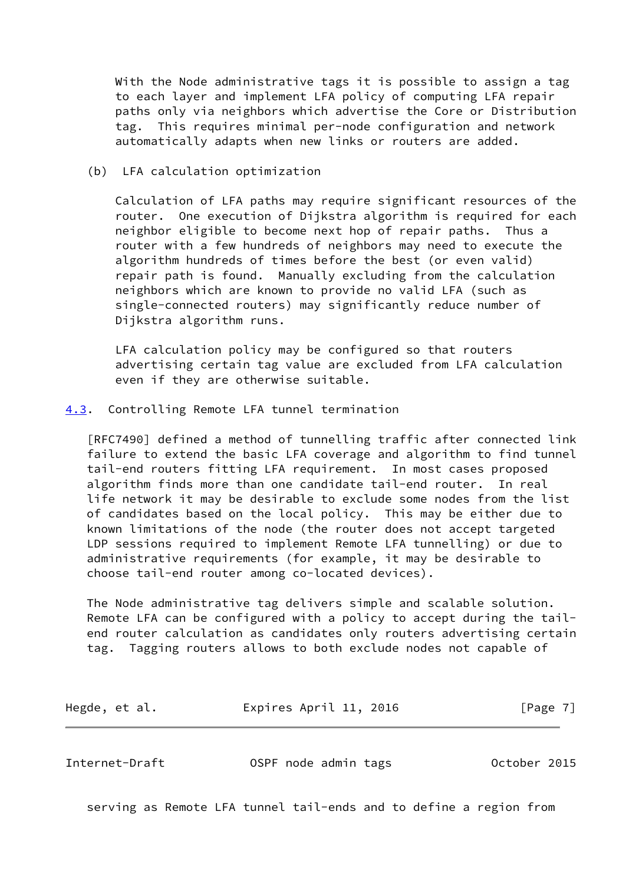With the Node administrative tags it is possible to assign a tag to each layer and implement LFA policy of computing LFA repair paths only via neighbors which advertise the Core or Distribution tag. This requires minimal per-node configuration and network automatically adapts when new links or routers are added.

(b) LFA calculation optimization

Calculation of LFA paths may require significant resources of the router. One execution of Dijkstra algorithm is required for each neighbor eligible to become next hop of repair paths. Thus a router with a few hundreds of neighbors may need to execute the algorithm hundreds of times before the best (or even valid) repair path is found. Manually excluding from the calculation neighbors which are known to provide no valid LFA (such as single-connected routers) may significantly reduce number of Dijkstra algorithm runs.

LFA calculation policy may be configured so that routers advertising certain tag value are excluded from LFA calculation even if they are otherwise suitable.

### 4.3. Controlling Remote LFA tunnel termination

[RFC7490] defined a method of tunnelling traffic after connected link failure to extend the basic LFA coverage and algorithm to find tunnel tail-end routers fitting LFA requirement. In most cases proposed algorithm finds more than one candidate tail-end router. In real life network it may be desirable to exclude some nodes from the list of candidates based on the local policy. This may be either due to known limitations of the node (the router does not accept targeted LDP sessions required to implement Remote LFA tunnelling) or due to administrative requirements (for example, it may be desirable to choose tail-end router among co-located devices).

The Node administrative tag delivers simple and scalable solution. Remote LFA can be configured with a policy to accept during the tail-end router calculation as candidates only routers advertising certain tag. Tagging routers allows to both exclude nodes not capable of serving as Remote LFA tunnel tail-ends and to define a region from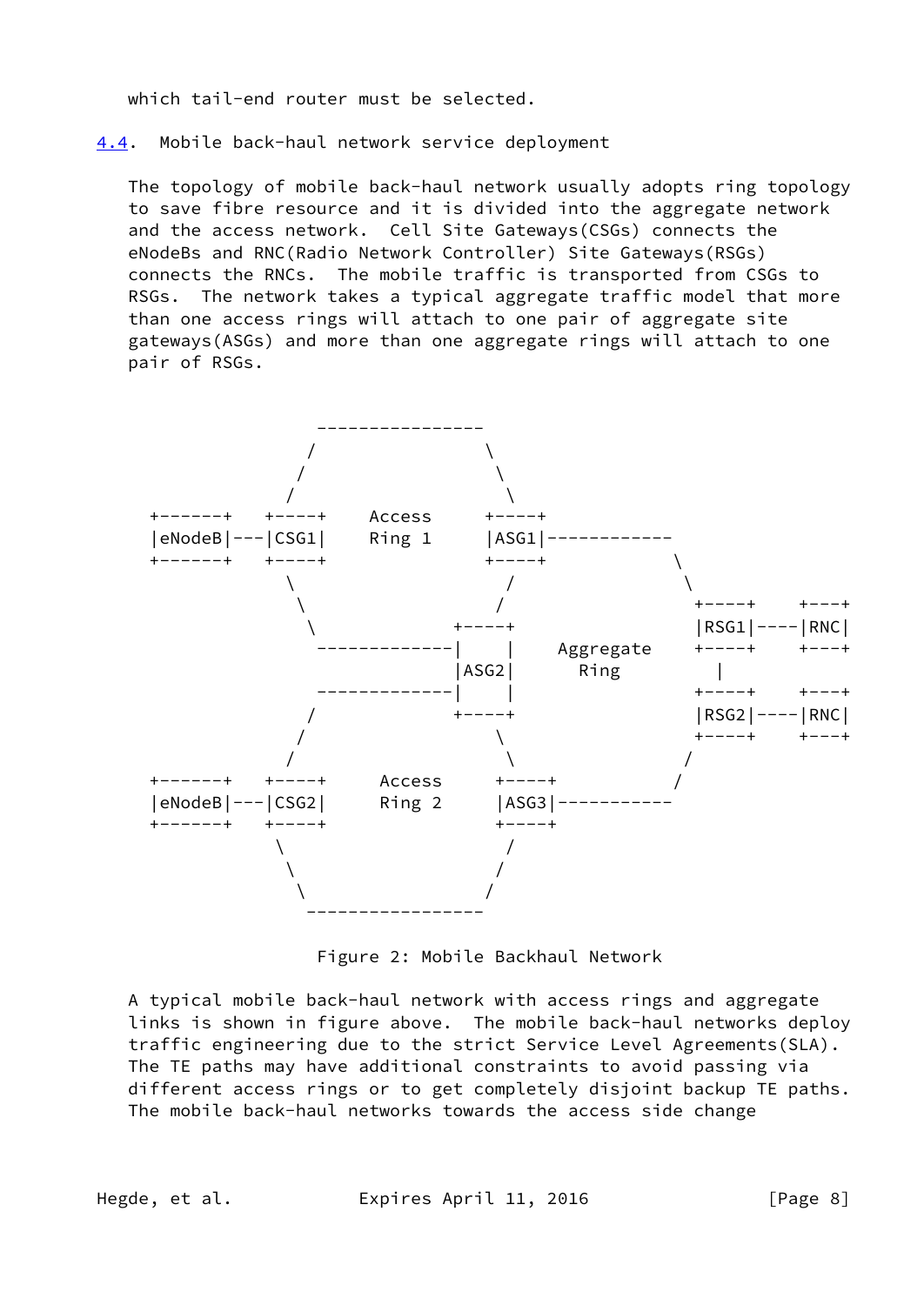which tail-end router must be selected.

## 4.4. Mobile back-haul network service deployment

The topology of mobile back-haul network usually adopts ring topology to save fibre resource and it is divided into the aggregate network and the access network. Cell Site Gateways(CSGs) connects the eNodeBs and RNC(Radio Network Controller) Site Gateways(RSGs) connects the RNCs. The mobile traffic is transported from CSGs to RSGs. The network takes a typical aggregate traffic model that more than one access rings will attach to one pair of aggregate site gateways(ASGs) and more than one aggregate rings will attach to one pair of RSGs.

```
                  ----------------
                 /                \
                /                  \
               /                    \
   +------+   +----+    Access     +----+
   |eNodeB|---|CSG1|    Ring 1     |ASG1|------------
   +------+   +----+               +----+            \
               \                    /                 \
                \                  /                   +----+    +---+
                 \             +----+                  |RSG1|----|RNC|
                  -------------|    |    Aggregate     +----+    +---+
                               |ASG2|      Ring           |
                  -------------|    |                  +----+    +---+
                 /             +----+                  |RSG2|----|RNC|
                /                  \                   +----+    +---+
               /                    \                 /
   +------+   +----+     Access     +----+           /
   |eNodeB|---|CSG2|     Ring 2     |ASG3|-----------
   +------+   +----+                +----+
              \                      /
               \                    /
                \                  /
                 -----------------
```

Figure 2: Mobile Backhaul Network

A typical mobile back-haul network with access rings and aggregate links is shown in figure above. The mobile back-haul networks deploy traffic engineering due to the strict Service Level Agreements(SLA). The TE paths may have additional constraints to avoid passing via different access rings or to get completely disjoint backup TE paths. The mobile back-haul networks towards the access side change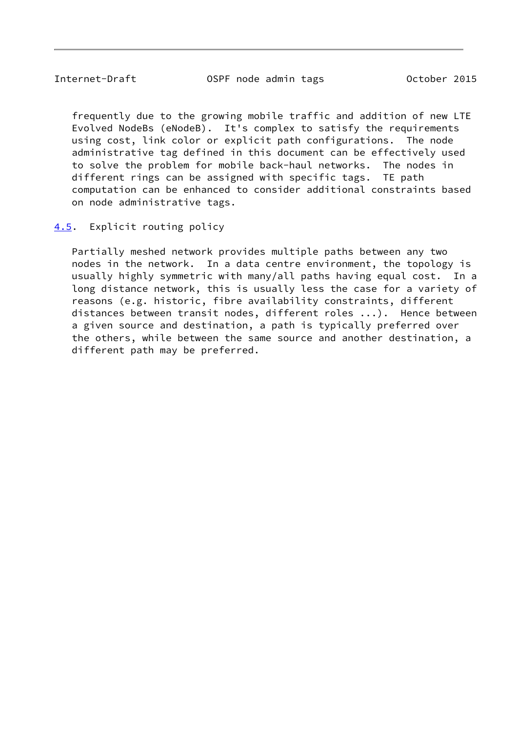frequently due to the growing mobile traffic and addition of new LTE Evolved NodeBs (eNodeB). It's complex to satisfy the requirements using cost, link color or explicit path configurations. The node administrative tag defined in this document can be effectively used to solve the problem for mobile back-haul networks. The nodes in different rings can be assigned with specific tags. TE path computation can be enhanced to consider additional constraints based on node administrative tags.

### 4.5. Explicit routing policy

Partially meshed network provides multiple paths between any two nodes in the network. In a data centre environment, the topology is usually highly symmetric with many/all paths having equal cost. In a long distance network, this is usually less the case for a variety of reasons (e.g. historic, fibre availability constraints, different distances between transit nodes, different roles ...). Hence between a given source and destination, a path is typically preferred over the others, while between the same source and another destination, a different path may be preferred.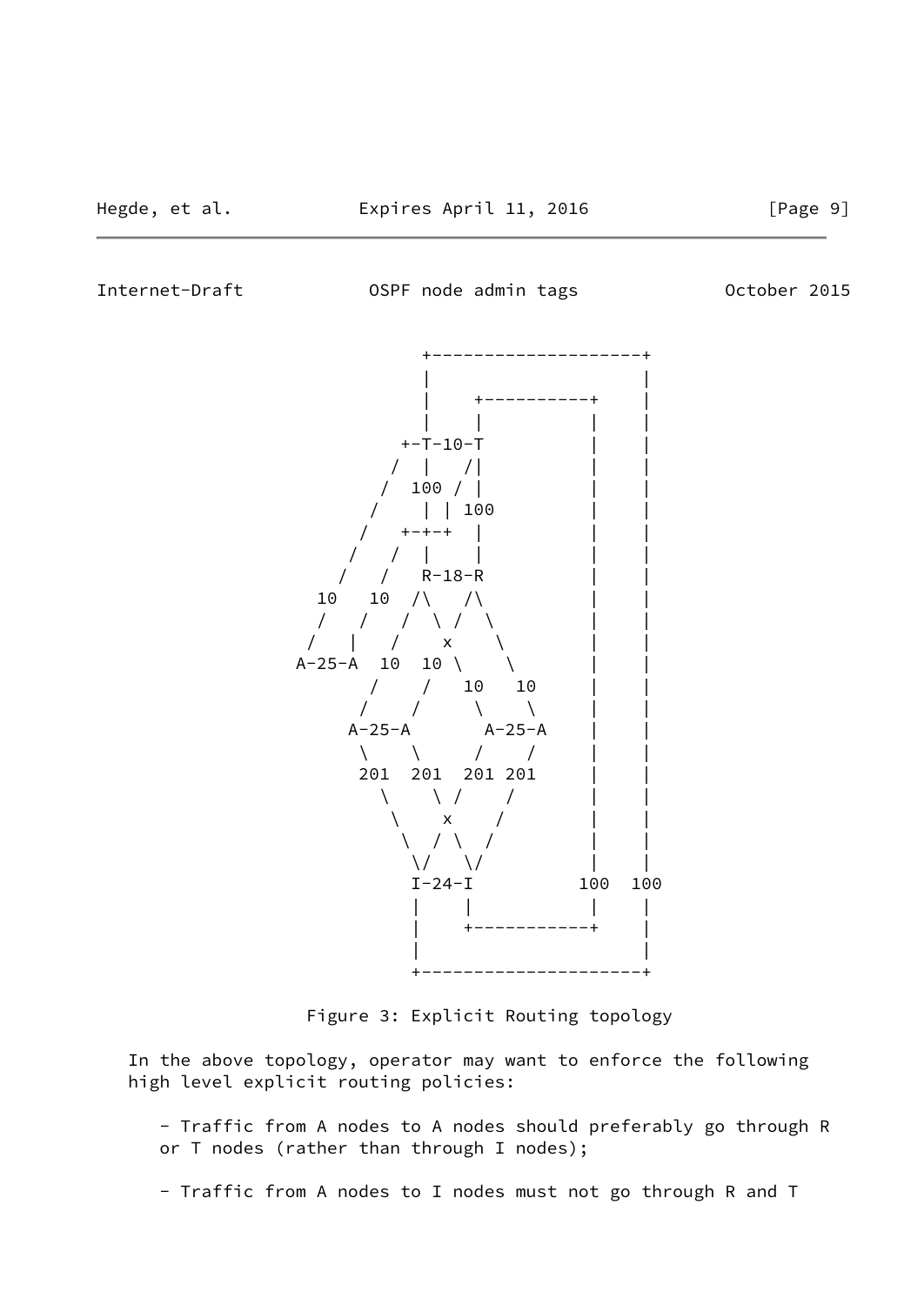```
                     +---------------------+
                     |                     |
                     |    +----------+     |
                     |    |          |     |
                   +-T-10-T          |     |
                  /  |   /|          |     |
                 /  100 / |          |     |
                /    | | 100         |     |
               /   +-+-+  |          |     |
              /   /  |    |          |     |
             /   /   R-18-R          |     |
           10   10  /\   /\          |     |
           /   /   /  \ /  \         |     |
          /   |   /    x    \        |     |
        A-25-A  10  10 \     \       |     |
              /    /   10   10       |     |
             /    /     \    \       |     |
            A-25-A       A-25-A      |     |
             \    \     /    /       |     |
             201  201  201 201       |     |
               \    \ /    /         |     |
                \    x    /          |     |
                 \  / \  /           |     |
                  \/   \/            |     |
                  I-24-I            100  100
                  |    |             |     |
                  |    +-----------+     |
                  |                        |
                  +---------------------+
```

Figure 3: Explicit Routing topology

In the above topology, operator may want to enforce the following high level explicit routing policies:

- Traffic from A nodes to A nodes should preferably go through R or T nodes (rather than through I nodes);

- Traffic from A nodes to I nodes must not go through R and T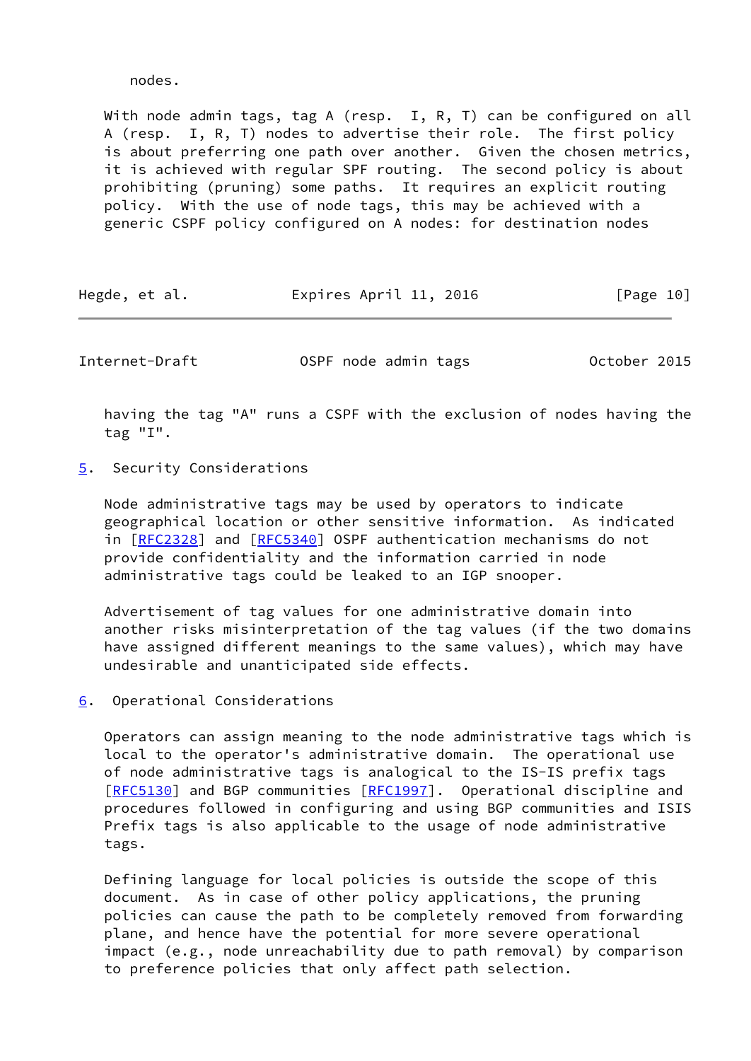nodes.

With node admin tags, tag A (resp. I, R, T) can be configured on all A (resp. I, R, T) nodes to advertise their role. The first policy is about preferring one path over another. Given the chosen metrics, it is achieved with regular SPF routing. The second policy is about prohibiting (pruning) some paths. It requires an explicit routing policy. With the use of node tags, this may be achieved with a generic CSPF policy configured on A nodes: for destination nodes having the tag "A" runs a CSPF with the exclusion of nodes having the tag "I".

## 5. Security Considerations

Node administrative tags may be used by operators to indicate geographical location or other sensitive information. As indicated in [RFC2328] and [RFC5340] OSPF authentication mechanisms do not provide confidentiality and the information carried in node administrative tags could be leaked to an IGP snooper.

Advertisement of tag values for one administrative domain into another risks misinterpretation of the tag values (if the two domains have assigned different meanings to the same values), which may have undesirable and unanticipated side effects.

## 6. Operational Considerations

Operators can assign meaning to the node administrative tags which is local to the operator's administrative domain. The operational use of node administrative tags is analogical to the IS-IS prefix tags [RFC5130] and BGP communities [RFC1997]. Operational discipline and procedures followed in configuring and using BGP communities and ISIS Prefix tags is also applicable to the usage of node administrative tags.

Defining language for local policies is outside the scope of this document. As in case of other policy applications, the pruning policies can cause the path to be completely removed from forwarding plane, and hence have the potential for more severe operational impact (e.g., node unreachability due to path removal) by comparison to preference policies that only affect path selection.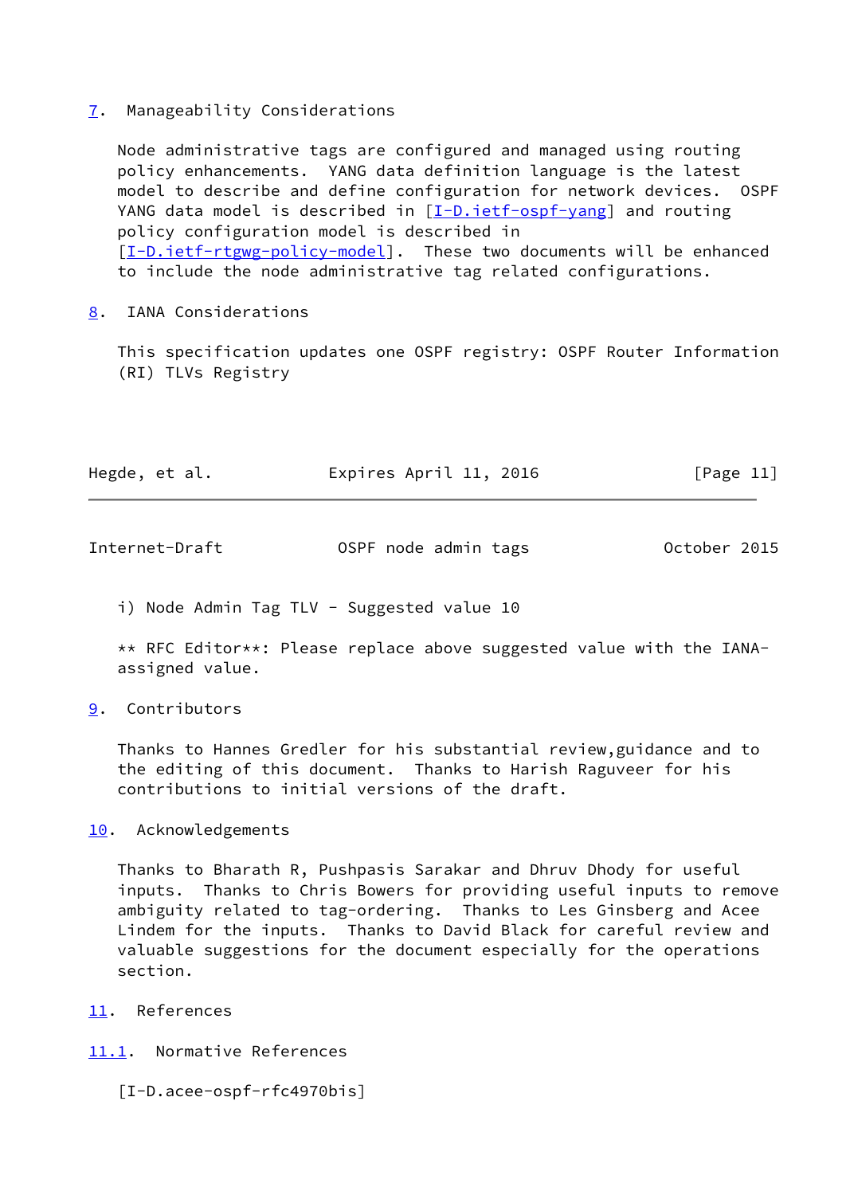## 7. Manageability Considerations

Node administrative tags are configured and managed using routing policy enhancements. YANG data definition language is the latest model to describe and define configuration for network devices. OSPF YANG data model is described in [I-D.ietf-ospf-yang] and routing policy configuration model is described in [I-D.ietf-rtgwg-policy-model]. These two documents will be enhanced to include the node administrative tag related configurations.

## 8. IANA Considerations

This specification updates one OSPF registry: OSPF Router Information (RI) TLVs Registry

i) Node Admin Tag TLV - Suggested value 10

** RFC Editor**: Please replace above suggested value with the IANA-assigned value.

## 9. Contributors

Thanks to Hannes Gredler for his substantial review,guidance and to the editing of this document. Thanks to Harish Raguveer for his contributions to initial versions of the draft.

## 10. Acknowledgements

Thanks to Bharath R, Pushpasis Sarakar and Dhruv Dhody for useful inputs. Thanks to Chris Bowers for providing useful inputs to remove ambiguity related to tag-ordering. Thanks to Les Ginsberg and Acee Lindem for the inputs. Thanks to David Black for careful review and valuable suggestions for the document especially for the operations section.

## 11. References

### 11.1. Normative References

[I-D.acee-ospf-rfc4970bis]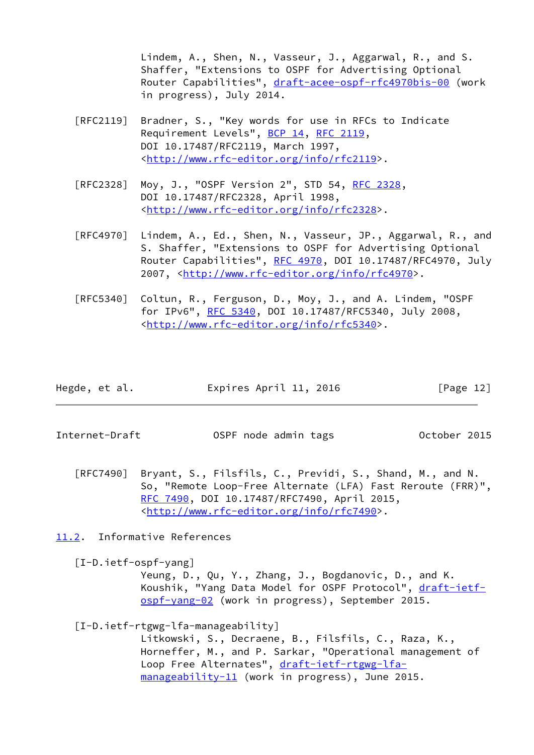Lindem, A., Shen, N., Vasseur, J., Aggarwal, R., and S. Shaffer, "Extensions to OSPF for Advertising Optional Router Capabilities", draft-acee-ospf-rfc4970bis-00 (work in progress), July 2014.

[RFC2119] Bradner, S., "Key words for use in RFCs to Indicate Requirement Levels", BCP 14, RFC 2119, DOI 10.17487/RFC2119, March 1997, <http://www.rfc-editor.org/info/rfc2119>.

[RFC2328] Moy, J., "OSPF Version 2", STD 54, RFC 2328, DOI 10.17487/RFC2328, April 1998, <http://www.rfc-editor.org/info/rfc2328>.

[RFC4970] Lindem, A., Ed., Shen, N., Vasseur, JP., Aggarwal, R., and S. Shaffer, "Extensions to OSPF for Advertising Optional Router Capabilities", RFC 4970, DOI 10.17487/RFC4970, July 2007, <http://www.rfc-editor.org/info/rfc4970>.

[RFC5340] Coltun, R., Ferguson, D., Moy, J., and A. Lindem, "OSPF for IPv6", RFC 5340, DOI 10.17487/RFC5340, July 2008, <http://www.rfc-editor.org/info/rfc5340>.

[RFC7490] Bryant, S., Filsfils, C., Previdi, S., Shand, M., and N. So, "Remote Loop-Free Alternate (LFA) Fast Reroute (FRR)", RFC 7490, DOI 10.17487/RFC7490, April 2015, <http://www.rfc-editor.org/info/rfc7490>.

## 11.2. Informative References

[I-D.ietf-ospf-yang]
Yeung, D., Qu, Y., Zhang, J., Bogdanovic, D., and K. Koushik, "Yang Data Model for OSPF Protocol", draft-ietf-ospf-yang-02 (work in progress), September 2015.

[I-D.ietf-rtgwg-lfa-manageability]
Litkowski, S., Decraene, B., Filsfils, C., Raza, K., Horneffer, M., and P. Sarkar, "Operational management of Loop Free Alternates", draft-ietf-rtgwg-lfa-manageability-11 (work in progress), June 2015.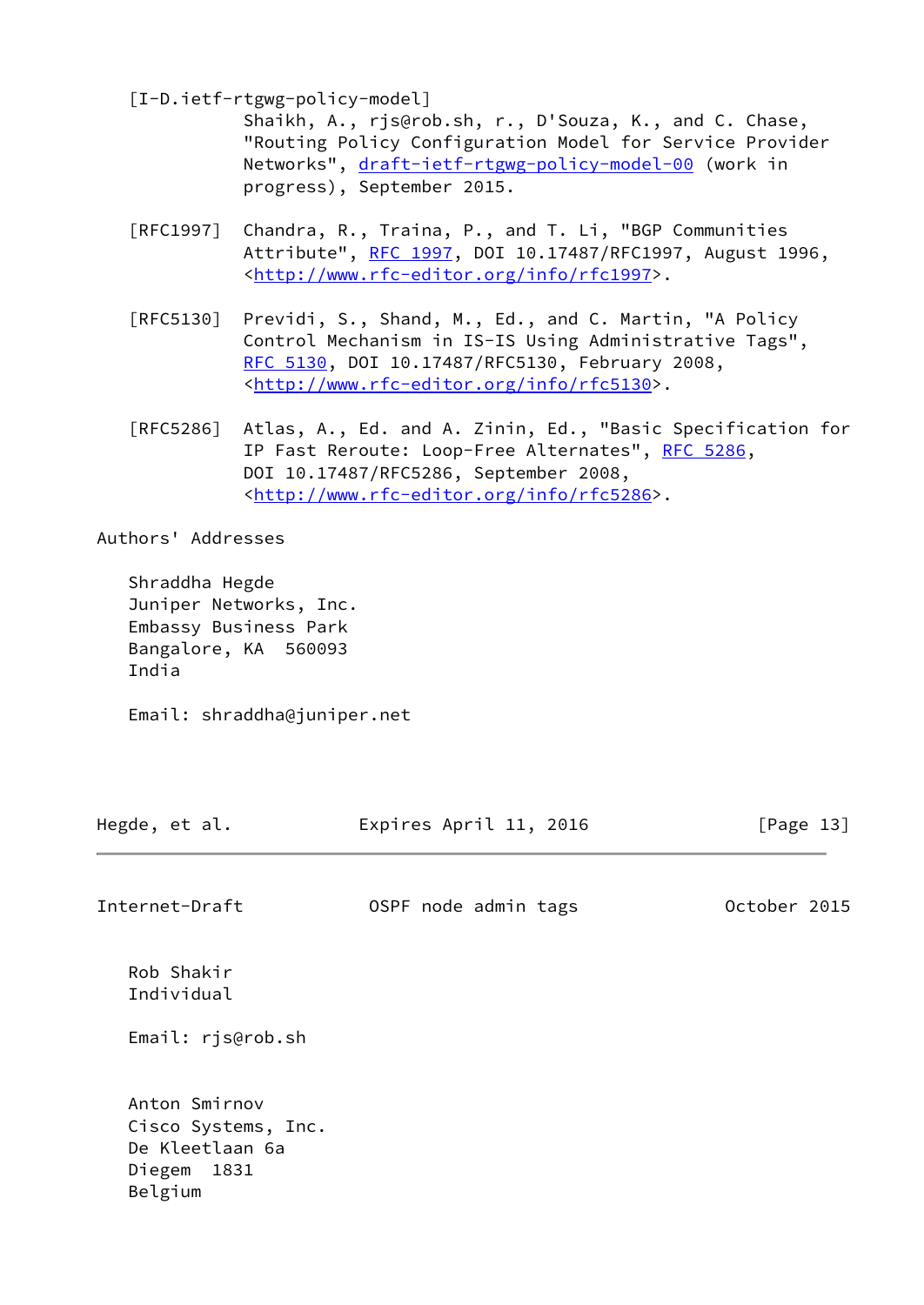[I-D.ietf-rtgwg-policy-model]
Shaikh, A., rjs@rob.sh, r., D'Souza, K., and C. Chase, "Routing Policy Configuration Model for Service Provider Networks", draft-ietf-rtgwg-policy-model-00 (work in progress), September 2015.

[RFC1997] Chandra, R., Traina, P., and T. Li, "BGP Communities Attribute", RFC 1997, DOI 10.17487/RFC1997, August 1996, <http://www.rfc-editor.org/info/rfc1997>.

[RFC5130] Previdi, S., Shand, M., Ed., and C. Martin, "A Policy Control Mechanism in IS-IS Using Administrative Tags", RFC 5130, DOI 10.17487/RFC5130, February 2008, <http://www.rfc-editor.org/info/rfc5130>.

[RFC5286] Atlas, A., Ed. and A. Zinin, Ed., "Basic Specification for IP Fast Reroute: Loop-Free Alternates", RFC 5286, DOI 10.17487/RFC5286, September 2008, <http://www.rfc-editor.org/info/rfc5286>.

Authors' Addresses

Shraddha Hegde
Juniper Networks, Inc.
Embassy Business Park
Bangalore, KA  560093
India

Email: shraddha@juniper.net

Rob Shakir
Individual

Email: rjs@rob.sh

Anton Smirnov
Cisco Systems, Inc.
De Kleetlaan 6a
Diegem  1831
Belgium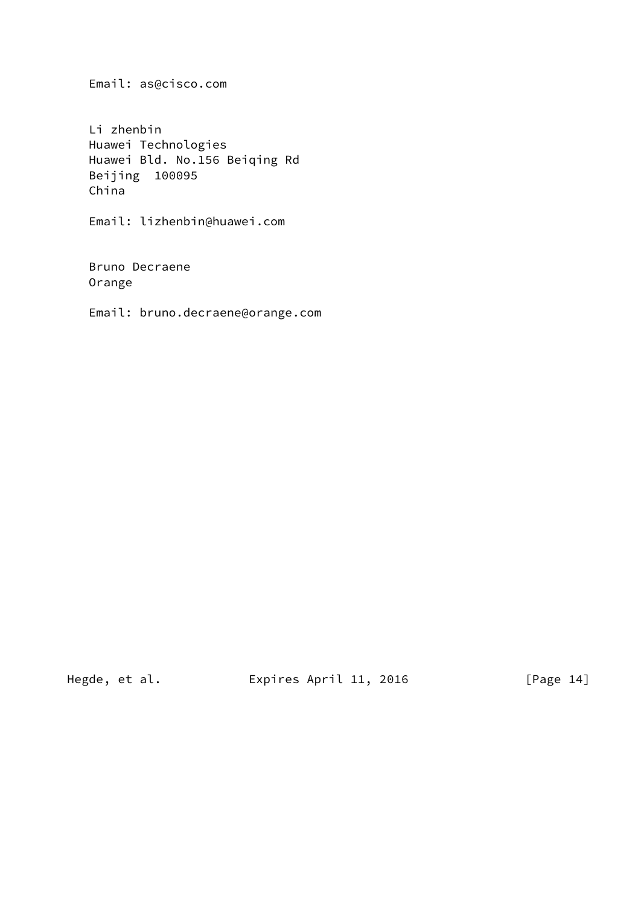Email: as@cisco.com

Li zhenbin
Huawei Technologies
Huawei Bld. No.156 Beiqing Rd
Beijing  100095
China

Email: lizhenbin@huawei.com

Bruno Decraene
Orange

Email: bruno.decraene@orange.com